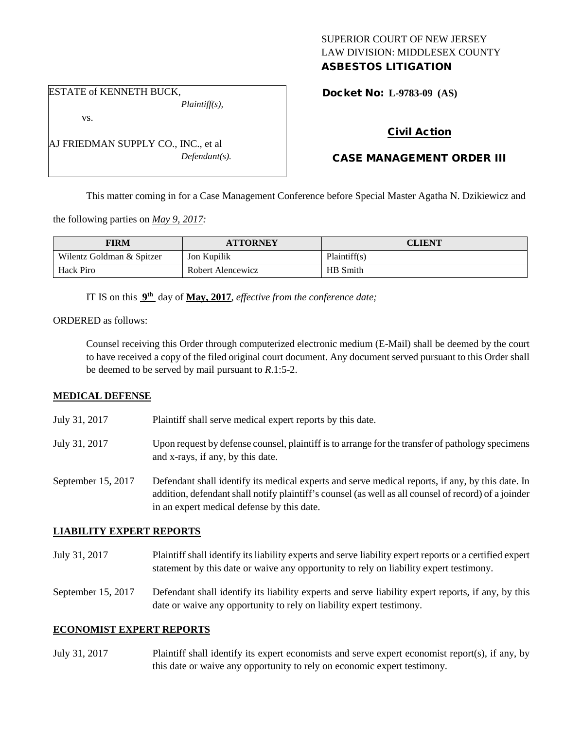SUPERIOR COURT OF NEW JERSEY
LAW DIVISION: MIDDLESEX COUNTY
**ASBESTOS LITIGATION**

ESTATE of KENNETH BUCK,
*Plaintiff(s),*

vs.

AJ FRIEDMAN SUPPLY CO., INC., et al
*Defendant(s).*

**Docket No: L-9783-09 (AS)**

**Civil Action**

**CASE MANAGEMENT ORDER III**

This matter coming in for a Case Management Conference before Special Master Agatha N. Dzikiewicz and the following parties on *May 9, 2017:*

| FIRM | ATTORNEY | CLIENT |
| --- | --- | --- |
| Wilentz Goldman & Spitzer | Jon Kupilik | Plaintiff(s) |
| Hack Piro | Robert Alencewicz | HB Smith |

IT IS on this **9th** day of **May, 2017**, *effective from the conference date;*

ORDERED as follows:

Counsel receiving this Order through computerized electronic medium (E-Mail) shall be deemed by the court to have received a copy of the filed original court document. Any document served pursuant to this Order shall be deemed to be served by mail pursuant to *R*.1:5-2.

**MEDICAL DEFENSE**

July 31, 2017 — Plaintiff shall serve medical expert reports by this date.

July 31, 2017 — Upon request by defense counsel, plaintiff is to arrange for the transfer of pathology specimens and x-rays, if any, by this date.

September 15, 2017 — Defendant shall identify its medical experts and serve medical reports, if any, by this date. In addition, defendant shall notify plaintiff's counsel (as well as all counsel of record) of a joinder in an expert medical defense by this date.

**LIABILITY EXPERT REPORTS**

July 31, 2017 — Plaintiff shall identify its liability experts and serve liability expert reports or a certified expert statement by this date or waive any opportunity to rely on liability expert testimony.

September 15, 2017 — Defendant shall identify its liability experts and serve liability expert reports, if any, by this date or waive any opportunity to rely on liability expert testimony.

**ECONOMIST EXPERT REPORTS**

July 31, 2017 — Plaintiff shall identify its expert economists and serve expert economist report(s), if any, by this date or waive any opportunity to rely on economic expert testimony.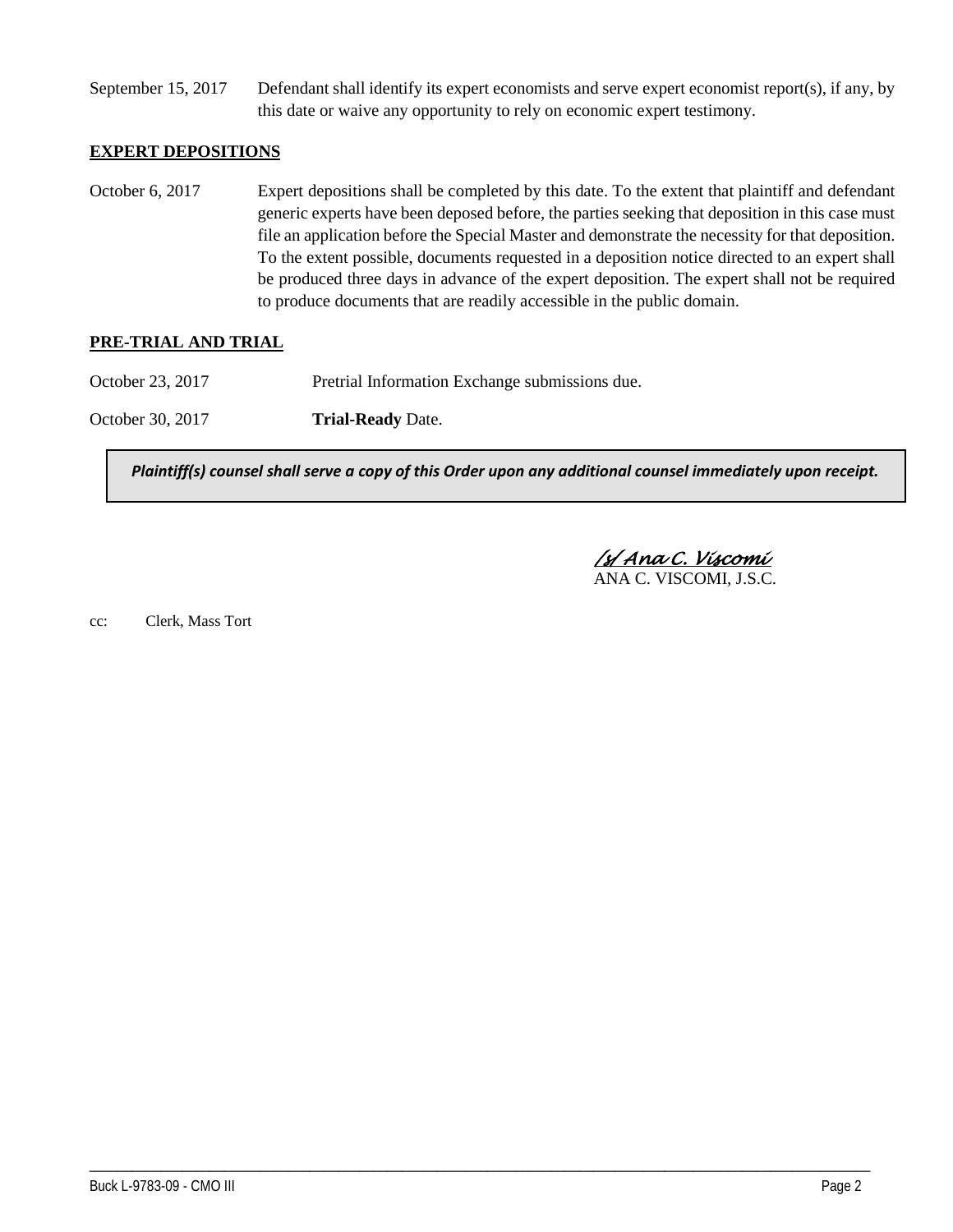September 15, 2017 Defendant shall identify its expert economists and serve expert economist report(s), if any, by this date or waive any opportunity to rely on economic expert testimony.

## **EXPERT DEPOSITIONS**

October 6, 2017 Expert depositions shall be completed by this date. To the extent that plaintiff and defendant generic experts have been deposed before, the parties seeking that deposition in this case must file an application before the Special Master and demonstrate the necessity for that deposition. To the extent possible, documents requested in a deposition notice directed to an expert shall be produced three days in advance of the expert deposition. The expert shall not be required to produce documents that are readily accessible in the public domain.

## **PRE-TRIAL AND TRIAL**

October 23, 2017 Pretrial Information Exchange submissions due.

October 30, 2017 **Trial-Ready** Date.

***Plaintiff(s) counsel shall serve a copy of this Order upon any additional counsel immediately upon receipt.***

/s/ Ana C. Viscomi
ANA C. VISCOMI, J.S.C.

cc: Clerk, Mass Tort